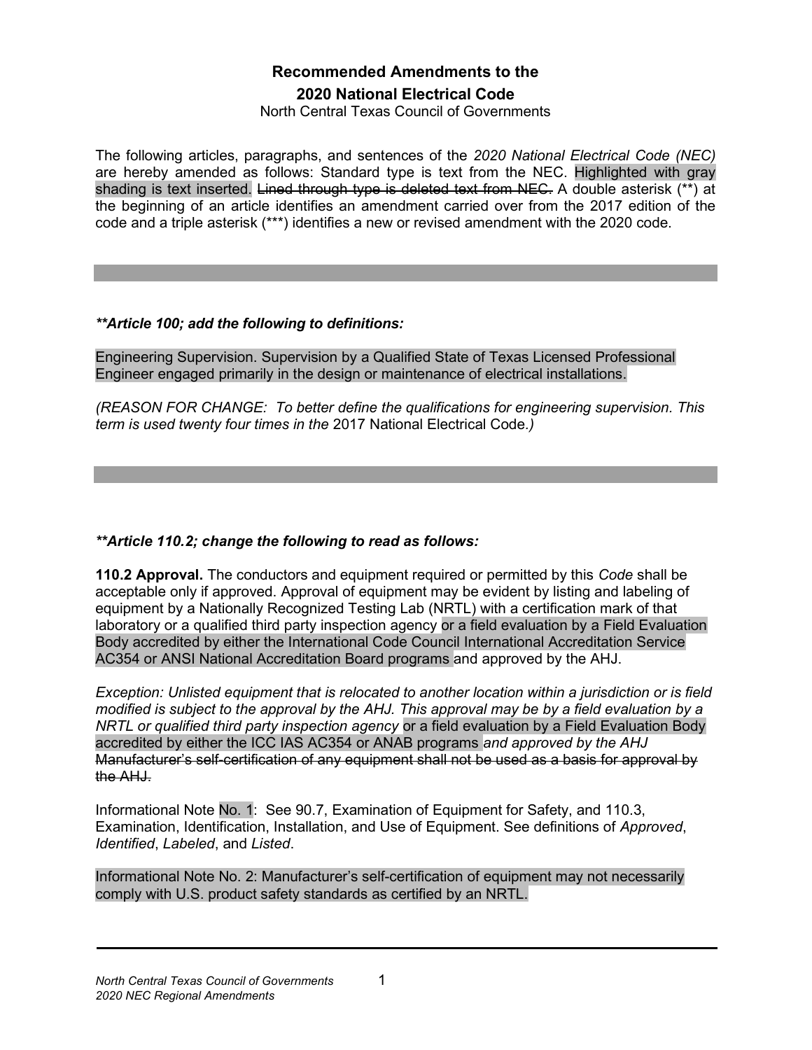# Recommended Amendments to the
## 2020 National Electrical Code
North Central Texas Council of Governments

The following articles, paragraphs, and sentences of the *2020 National Electrical Code (NEC)* are hereby amended as follows: Standard type is text from the NEC. Highlighted with gray shading is text inserted. ~~Lined through type is deleted text from NEC.~~ A double asterisk (**) at the beginning of an article identifies an amendment carried over from the 2017 edition of the code and a triple asterisk (***) identifies a new or revised amendment with the 2020 code.

---

***\*\*Article 100; add the following to definitions:***

Engineering Supervision. Supervision by a Qualified State of Texas Licensed Professional Engineer engaged primarily in the design or maintenance of electrical installations.

*(REASON FOR CHANGE: To better define the qualifications for engineering supervision. This term is used twenty four times in the* 2017 National Electrical Code*.)*

---

***\*\*Article 110.2; change the following to read as follows:***

**110.2 Approval.** The conductors and equipment required or permitted by this *Code* shall be acceptable only if approved. Approval of equipment may be evident by listing and labeling of equipment by a Nationally Recognized Testing Lab (NRTL) with a certification mark of that laboratory or a qualified third party inspection agency or a field evaluation by a Field Evaluation Body accredited by either the International Code Council International Accreditation Service AC354 or ANSI National Accreditation Board programs and approved by the AHJ.

*Exception: Unlisted equipment that is relocated to another location within a jurisdiction or is field modified is subject to the approval by the AHJ. This approval may be by a field evaluation by a NRTL or qualified third party inspection agency* or a field evaluation by a Field Evaluation Body accredited by either the ICC IAS AC354 or ANAB programs *and approved by the AHJ* ~~Manufacturer's self-certification of any equipment shall not be used as a basis for approval by the AHJ.~~

Informational Note No. 1: See 90.7, Examination of Equipment for Safety, and 110.3, Examination, Identification, Installation, and Use of Equipment. See definitions of *Approved*, *Identified*, *Labeled*, and *Listed*.

Informational Note No. 2: Manufacturer's self-certification of equipment may not necessarily comply with U.S. product safety standards as certified by an NRTL.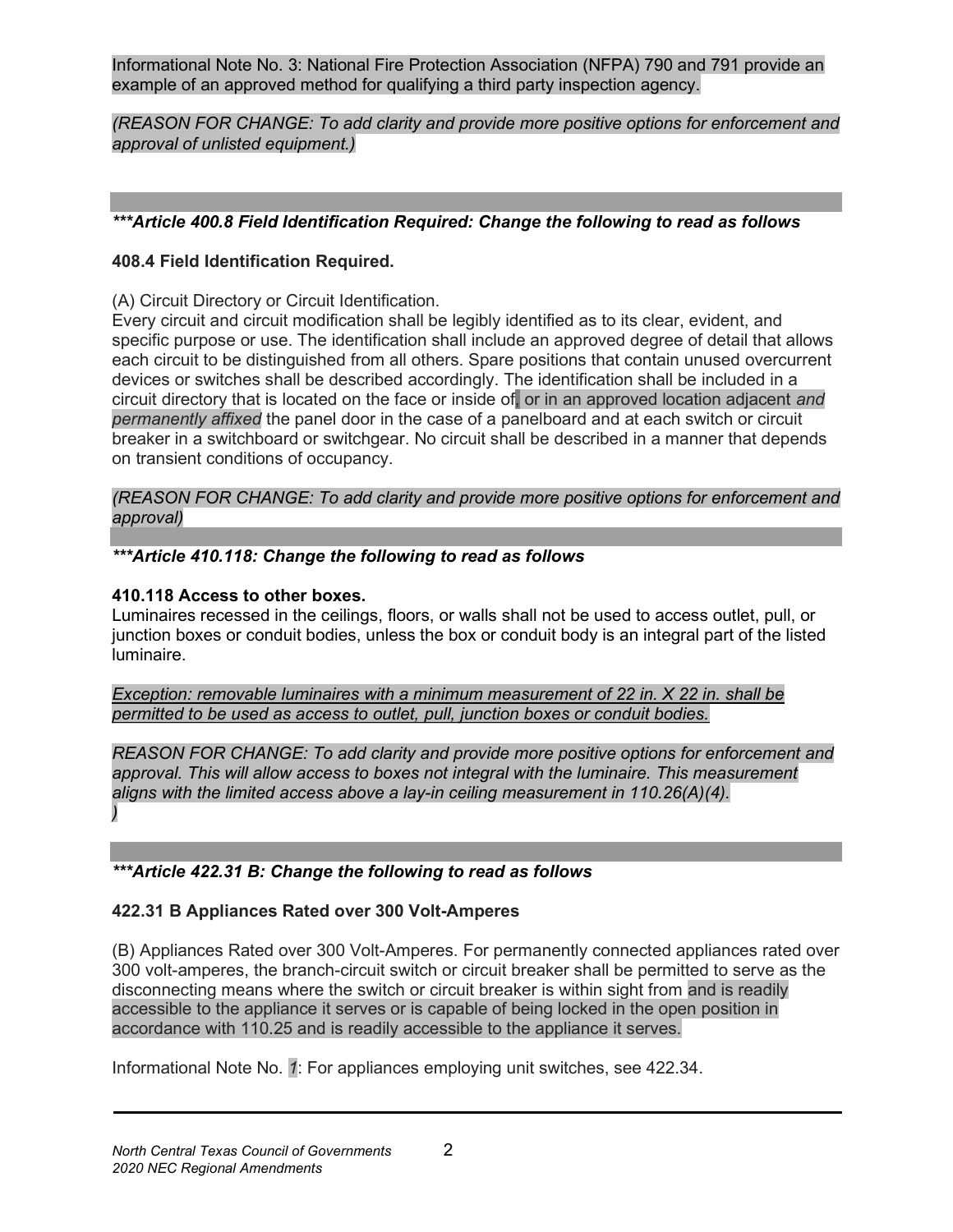Informational Note No. 3: National Fire Protection Association (NFPA) 790 and 791 provide an example of an approved method for qualifying a third party inspection agency.

*(REASON FOR CHANGE: To add clarity and provide more positive options for enforcement and approval of unlisted equipment.)*

***\*\*\*Article 400.8 Field Identification Required: Change the following to read as follows***

**408.4 Field Identification Required.**

(A) Circuit Directory or Circuit Identification.
Every circuit and circuit modification shall be legibly identified as to its clear, evident, and specific purpose or use. The identification shall include an approved degree of detail that allows each circuit to be distinguished from all others. Spare positions that contain unused overcurrent devices or switches shall be described accordingly. The identification shall be included in a circuit directory that is located on the face or inside of, or in an approved location adjacent *and permanently affixed* the panel door in the case of a panelboard and at each switch or circuit breaker in a switchboard or switchgear. No circuit shall be described in a manner that depends on transient conditions of occupancy.

*(REASON FOR CHANGE: To add clarity and provide more positive options for enforcement and approval)*

***\*\*\*Article 410.118: Change the following to read as follows***

**410.118 Access to other boxes.**
Luminaires recessed in the ceilings, floors, or walls shall not be used to access outlet, pull, or junction boxes or conduit bodies, unless the box or conduit body is an integral part of the listed luminaire.

*Exception: removable luminaires with a minimum measurement of 22 in. X 22 in. shall be permitted to be used as access to outlet, pull, junction boxes or conduit bodies.*

*REASON FOR CHANGE: To add clarity and provide more positive options for enforcement and approval. This will allow access to boxes not integral with the luminaire. This measurement aligns with the limited access above a lay-in ceiling measurement in 110.26(A)(4).
)*

***\*\*\*Article 422.31 B: Change the following to read as follows***

**422.31 B Appliances Rated over 300 Volt-Amperes**

(B) Appliances Rated over 300 Volt-Amperes. For permanently connected appliances rated over 300 volt-amperes, the branch-circuit switch or circuit breaker shall be permitted to serve as the disconnecting means where the switch or circuit breaker is within sight from and is readily accessible to the appliance it serves or is capable of being locked in the open position in accordance with 110.25 and is readily accessible to the appliance it serves.

Informational Note No. *1*: For appliances employing unit switches, see 422.34.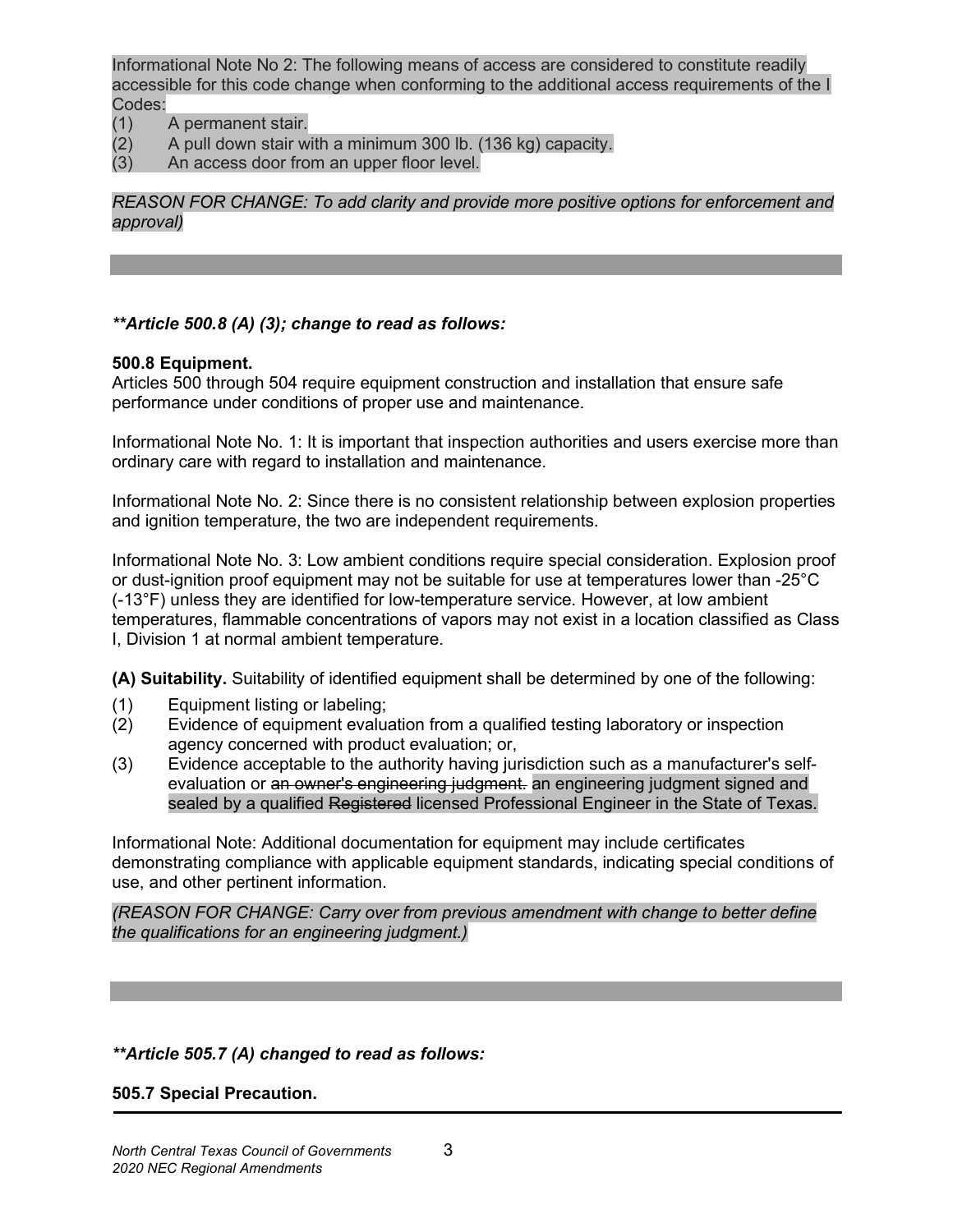Informational Note No 2: The following means of access are considered to constitute readily accessible for this code change when conforming to the additional access requirements of the I Codes:

(1) A permanent stair.
(2) A pull down stair with a minimum 300 lb. (136 kg) capacity.
(3) An access door from an upper floor level.

*REASON FOR CHANGE: To add clarity and provide more positive options for enforcement and approval)*

---

***\*\*Article 500.8 (A) (3); change to read as follows:***

**500.8 Equipment.**
Articles 500 through 504 require equipment construction and installation that ensure safe performance under conditions of proper use and maintenance.

Informational Note No. 1: It is important that inspection authorities and users exercise more than ordinary care with regard to installation and maintenance.

Informational Note No. 2: Since there is no consistent relationship between explosion properties and ignition temperature, the two are independent requirements.

Informational Note No. 3: Low ambient conditions require special consideration. Explosion proof or dust-ignition proof equipment may not be suitable for use at temperatures lower than -25°C (-13°F) unless they are identified for low-temperature service. However, at low ambient temperatures, flammable concentrations of vapors may not exist in a location classified as Class I, Division 1 at normal ambient temperature.

**(A) Suitability.** Suitability of identified equipment shall be determined by one of the following:

(1) Equipment listing or labeling;
(2) Evidence of equipment evaluation from a qualified testing laboratory or inspection agency concerned with product evaluation; or,
(3) Evidence acceptable to the authority having jurisdiction such as a manufacturer's self-evaluation or ~~an owner's engineering judgment.~~ an engineering judgment signed and sealed by a qualified ~~Registered~~ licensed Professional Engineer in the State of Texas.

Informational Note: Additional documentation for equipment may include certificates demonstrating compliance with applicable equipment standards, indicating special conditions of use, and other pertinent information.

*(REASON FOR CHANGE: Carry over from previous amendment with change to better define the qualifications for an engineering judgment.)*

---

***\*\*Article 505.7 (A) changed to read as follows:***

**505.7 Special Precaution.**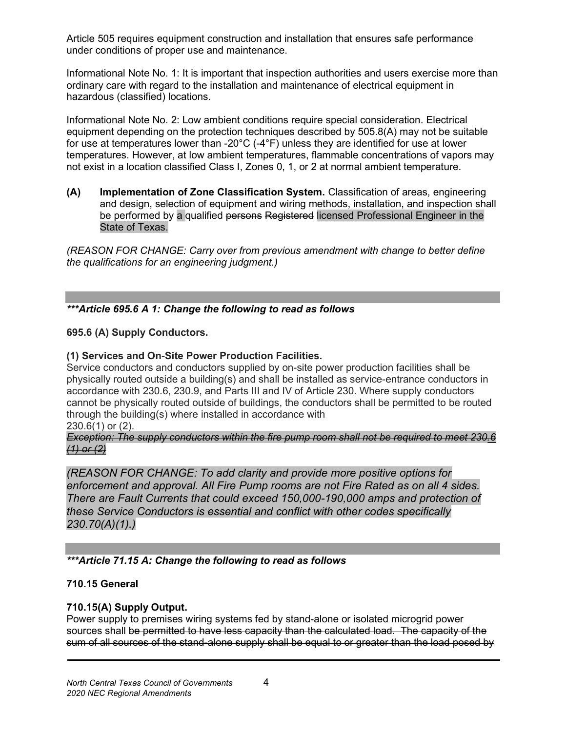Article 505 requires equipment construction and installation that ensures safe performance under conditions of proper use and maintenance.

Informational Note No. 1: It is important that inspection authorities and users exercise more than ordinary care with regard to the installation and maintenance of electrical equipment in hazardous (classified) locations.

Informational Note No. 2: Low ambient conditions require special consideration. Electrical equipment depending on the protection techniques described by 505.8(A) may not be suitable for use at temperatures lower than -20°C (-4°F) unless they are identified for use at lower temperatures. However, at low ambient temperatures, flammable concentrations of vapors may not exist in a location classified Class I, Zones 0, 1, or 2 at normal ambient temperature.

**(A) Implementation of Zone Classification System.** Classification of areas, engineering and design, selection of equipment and wiring methods, installation, and inspection shall be performed by a qualified ~~persons~~ ~~Registered~~ licensed Professional Engineer in the State of Texas.

*(REASON FOR CHANGE: Carry over from previous amendment with change to better define the qualifications for an engineering judgment.)*

---

***\*\*\*Article 695.6 A 1: Change the following to read as follows***

**695.6 (A) Supply Conductors.**

**(1) Services and On-Site Power Production Facilities.**
Service conductors and conductors supplied by on-site power production facilities shall be physically routed outside a building(s) and shall be installed as service-entrance conductors in accordance with 230.6, 230.9, and Parts III and IV of Article 230. Where supply conductors cannot be physically routed outside of buildings, the conductors shall be permitted to be routed through the building(s) where installed in accordance with 230.6(1) or (2).
~~*Exception: The supply conductors within the fire pump room shall not be required to meet 230.6 (1) or (2)*~~

*(REASON FOR CHANGE: To add clarity and provide more positive options for enforcement and approval. All Fire Pump rooms are not Fire Rated as on all 4 sides. There are Fault Currents that could exceed 150,000-190,000 amps and protection of these Service Conductors is essential and conflict with other codes specifically 230.70(A)(1).)*

---

***\*\*\*Article 71.15 A: Change the following to read as follows***

**710.15 General**

**710.15(A) Supply Output.**
Power supply to premises wiring systems fed by stand-alone or isolated microgrid power sources shall ~~be permitted to have less capacity than the calculated load. The capacity of the sum of all sources of the stand-alone supply shall be equal to or greater than the load posed by~~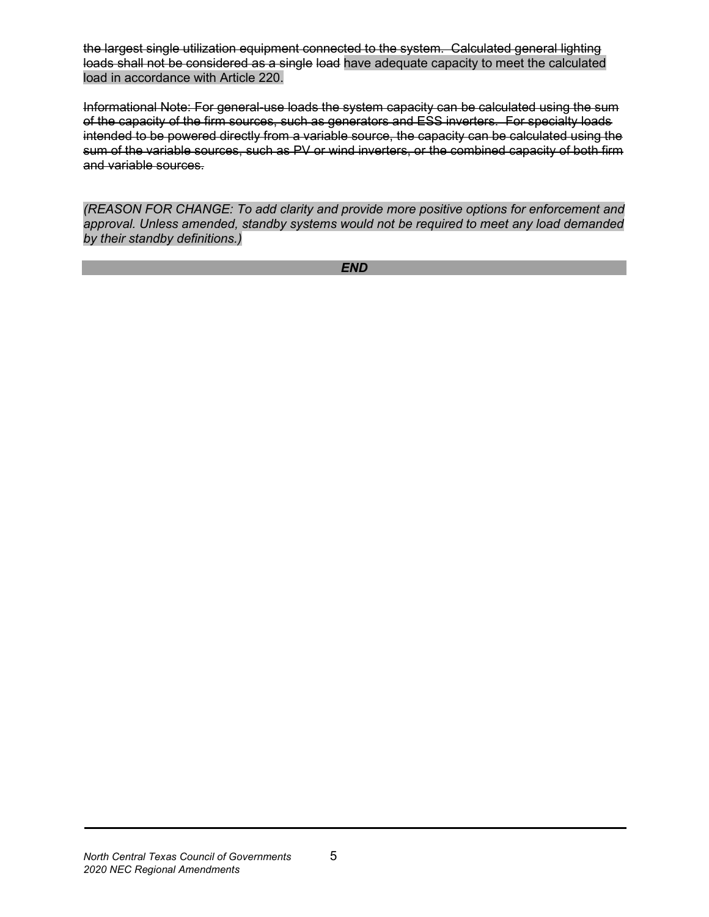~~the largest single utilization equipment connected to the system. Calculated general lighting loads shall not be considered as a single~~ ~~load~~ have adequate capacity to meet the calculated load in accordance with Article 220.

~~Informational Note: For general-use loads the system capacity can be calculated using the sum of the capacity of the firm sources, such as generators and ESS inverters. For specialty loads intended to be powered directly from a variable source, the capacity can be calculated using the sum of the variable sources, such as PV or wind inverters, or the combined capacity of both firm and variable sources.~~

*(REASON FOR CHANGE: To add clarity and provide more positive options for enforcement and approval. Unless amended, standby systems would not be required to meet any load demanded by their standby definitions.)*

***END***